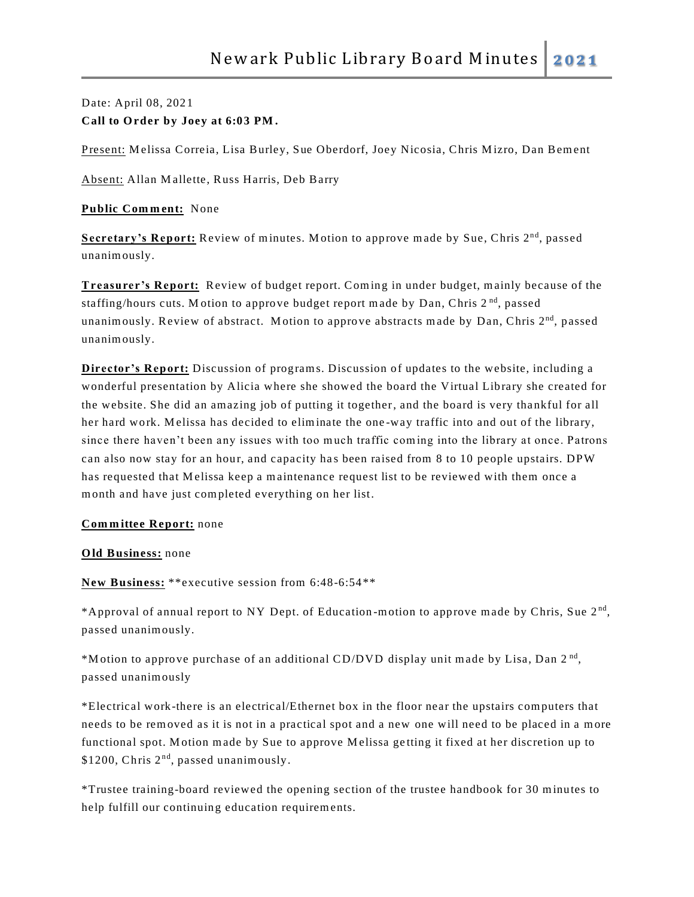# Newark Public Library Board Minutes 2021

Date: April 08, 2021

**Call to Order by Joey at 6:03 PM.**

Present: Melissa Correia, Lisa Burley, Sue Oberdorf, Joey Nicosia, Chris Mizro, Dan Bement

Absent: Allan Mallette, Russ Harris, Deb Barry

**Public Comment:** None

**Secretary's Report:** Review of minutes. Motion to approve made by Sue, Chris 2nd, passed unanimously.

**Treasurer's Report:** Review of budget report. Coming in under budget, mainly because of the staffing/hours cuts. Motion to approve budget report made by Dan, Chris 2nd, passed unanimously. Review of abstract. Motion to approve abstracts made by Dan, Chris 2nd, passed unanimously.

**Director's Report:** Discussion of programs. Discussion of updates to the website, including a wonderful presentation by Alicia where she showed the board the Virtual Library she created for the website. She did an amazing job of putting it together, and the board is very thankful for all her hard work. Melissa has decided to eliminate the one-way traffic into and out of the library, since there haven't been any issues with too much traffic coming into the library at once. Patrons can also now stay for an hour, and capacity has been raised from 8 to 10 people upstairs. DPW has requested that Melissa keep a maintenance request list to be reviewed with them once a month and have just completed everything on her list.

**Committee Report:** none

**Old Business:** none

**New Business:** **executive session from 6:48-6:54**

*Approval of annual report to NY Dept. of Education-motion to approve made by Chris, Sue 2nd, passed unanimously.

*Motion to approve purchase of an additional CD/DVD display unit made by Lisa, Dan 2nd, passed unanimously

*Electrical work-there is an electrical/Ethernet box in the floor near the upstairs computers that needs to be removed as it is not in a practical spot and a new one will need to be placed in a more functional spot. Motion made by Sue to approve Melissa getting it fixed at her discretion up to $1200, Chris 2nd, passed unanimously.

*Trustee training-board reviewed the opening section of the trustee handbook for 30 minutes to help fulfill our continuing education requirements.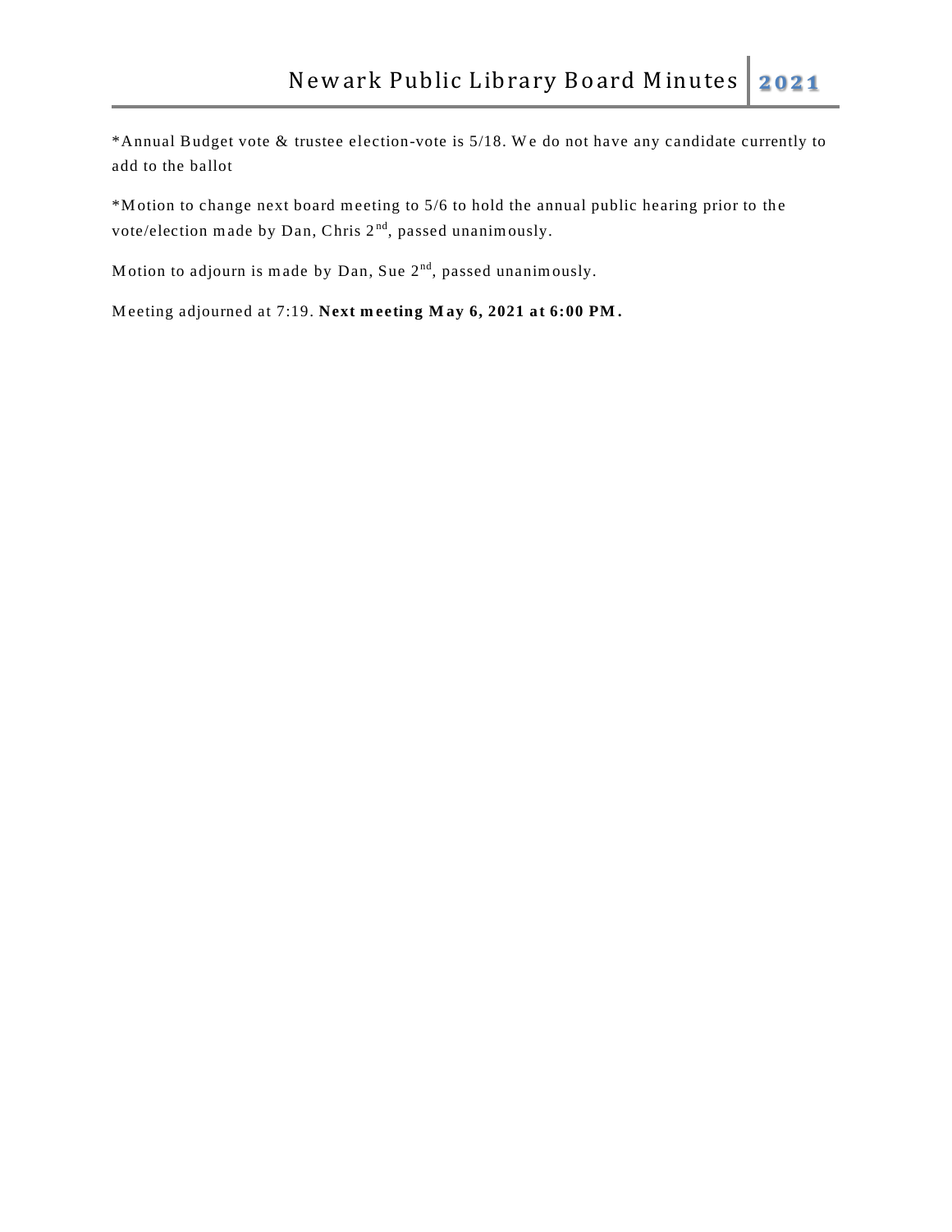*Annual Budget vote & trustee election-vote is 5/18. We do not have any candidate currently to add to the ballot

*Motion to change next board meeting to 5/6 to hold the annual public hearing prior to the vote/election made by Dan, Chris 2nd, passed unanimously.

Motion to adjourn is made by Dan, Sue 2nd, passed unanimously.

Meeting adjourned at 7:19. **Next meeting May 6, 2021 at 6:00 PM.**